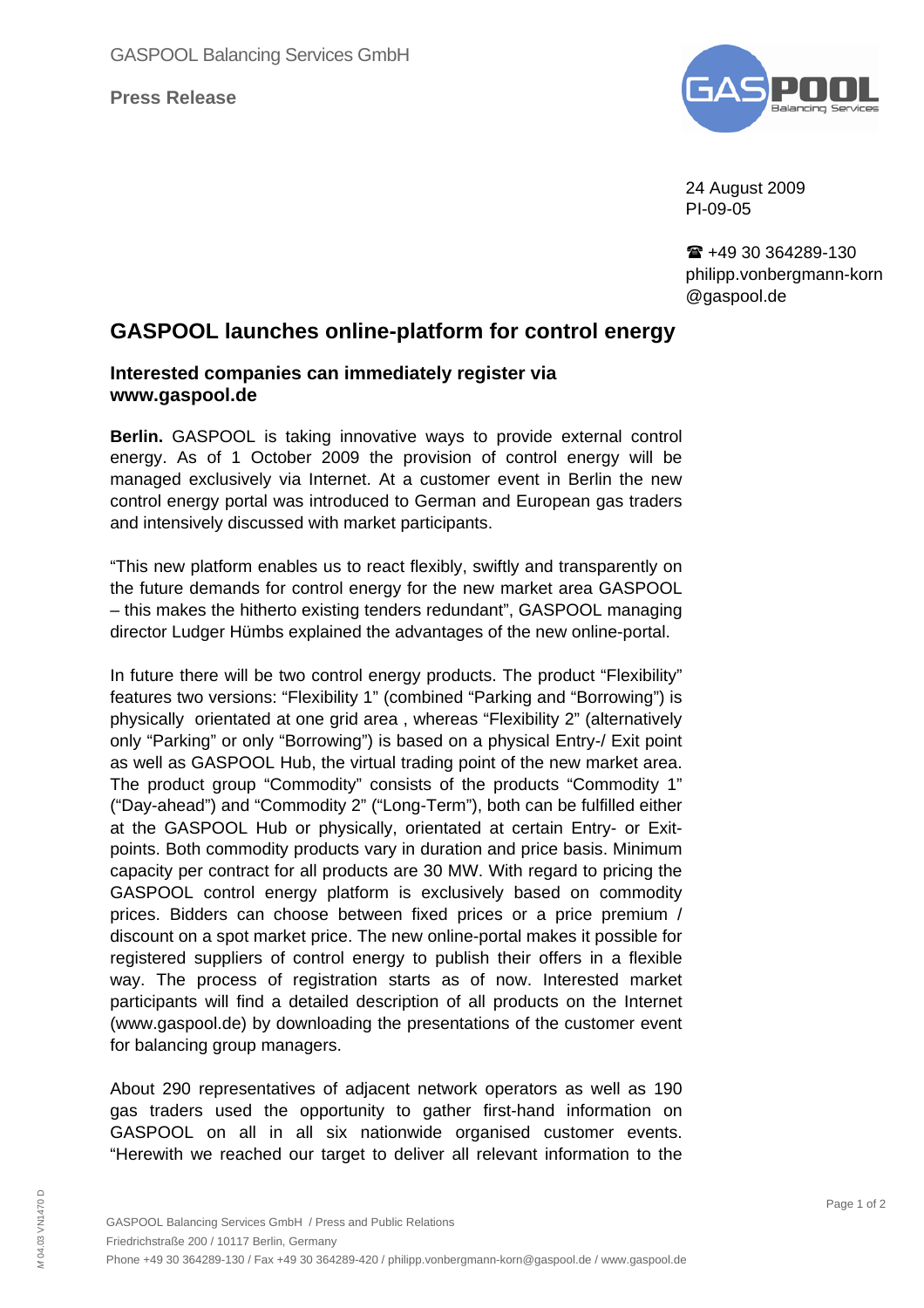GASPOOL Balancing Services GmbH

**Press Release**

24 August 2009
PI-09-05

☎ +49 30 364289-130
philipp.vonbergmann-korn@gaspool.de

# GASPOOL launches online-platform for control energy

## Interested companies can immediately register via www.gaspool.de

**Berlin.** GASPOOL is taking innovative ways to provide external control energy. As of 1 October 2009 the provision of control energy will be managed exclusively via Internet. At a customer event in Berlin the new control energy portal was introduced to German and European gas traders and intensively discussed with market participants.

"This new platform enables us to react flexibly, swiftly and transparently on the future demands for control energy for the new market area GASPOOL – this makes the hitherto existing tenders redundant", GASPOOL managing director Ludger Hümbs explained the advantages of the new online-portal.

In future there will be two control energy products. The product "Flexibility" features two versions: "Flexibility 1" (combined "Parking and "Borrowing") is physically orientated at one grid area , whereas "Flexibility 2" (alternatively only "Parking" or only "Borrowing") is based on a physical Entry-/ Exit point as well as GASPOOL Hub, the virtual trading point of the new market area. The product group "Commodity" consists of the products "Commodity 1" ("Day-ahead") and "Commodity 2" ("Long-Term"), both can be fulfilled either at the GASPOOL Hub or physically, orientated at certain Entry- or Exit-points. Both commodity products vary in duration and price basis. Minimum capacity per contract for all products are 30 MW. With regard to pricing the GASPOOL control energy platform is exclusively based on commodity prices. Bidders can choose between fixed prices or a price premium / discount on a spot market price. The new online-portal makes it possible for registered suppliers of control energy to publish their offers in a flexible way. The process of registration starts as of now. Interested market participants will find a detailed description of all products on the Internet (www.gaspool.de) by downloading the presentations of the customer event for balancing group managers.

About 290 representatives of adjacent network operators as well as 190 gas traders used the opportunity to gather first-hand information on GASPOOL on all in all six nationwide organised customer events. "Herewith we reached our target to deliver all relevant information to the

GASPOOL Balancing Services GmbH / Press and Public Relations
Friedrichstraße 200 / 10117 Berlin, Germany
Phone +49 30 364289-130 / Fax +49 30 364289-420 / philipp.vonbergmann-korn@gaspool.de / www.gaspool.de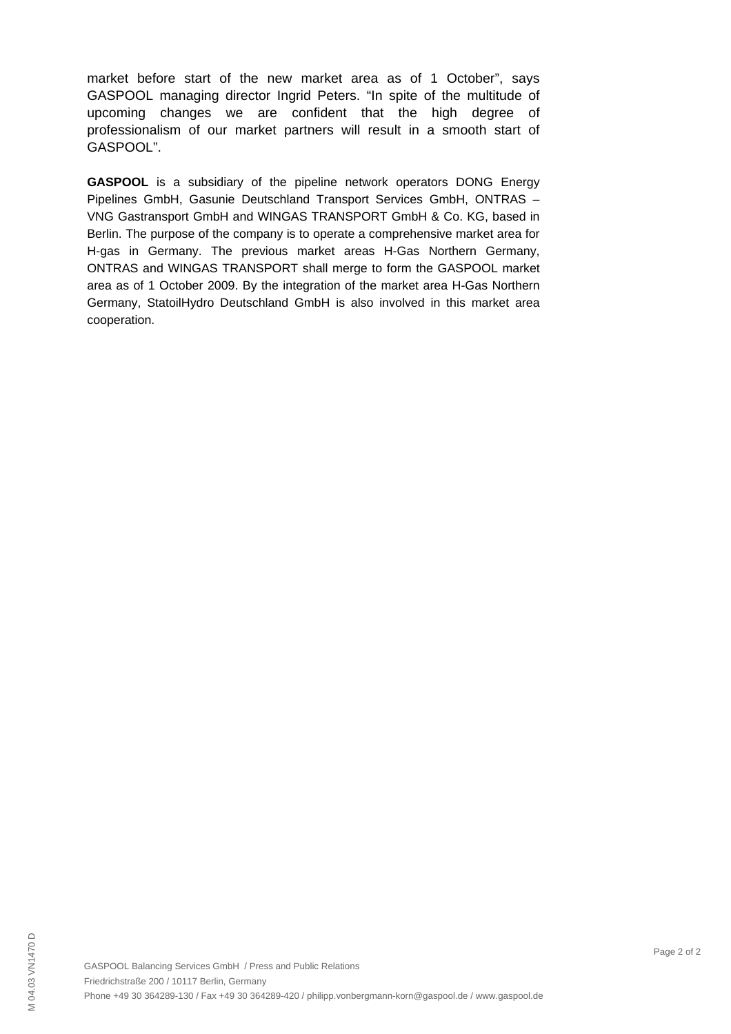market before start of the new market area as of 1 October", says GASPOOL managing director Ingrid Peters. "In spite of the multitude of upcoming changes we are confident that the high degree of professionalism of our market partners will result in a smooth start of GASPOOL".

**GASPOOL** is a subsidiary of the pipeline network operators DONG Energy Pipelines GmbH, Gasunie Deutschland Transport Services GmbH, ONTRAS – VNG Gastransport GmbH and WINGAS TRANSPORT GmbH & Co. KG, based in Berlin. The purpose of the company is to operate a comprehensive market area for H-gas in Germany. The previous market areas H-Gas Northern Germany, ONTRAS and WINGAS TRANSPORT shall merge to form the GASPOOL market area as of 1 October 2009. By the integration of the market area H-Gas Northern Germany, StatoilHydro Deutschland GmbH is also involved in this market area cooperation.

GASPOOL Balancing Services GmbH / Press and Public Relations
Friedrichstraße 200 / 10117 Berlin, Germany
Phone +49 30 364289-130 / Fax +49 30 364289-420 / philipp.vonbergmann-korn@gaspool.de / www.gaspool.de